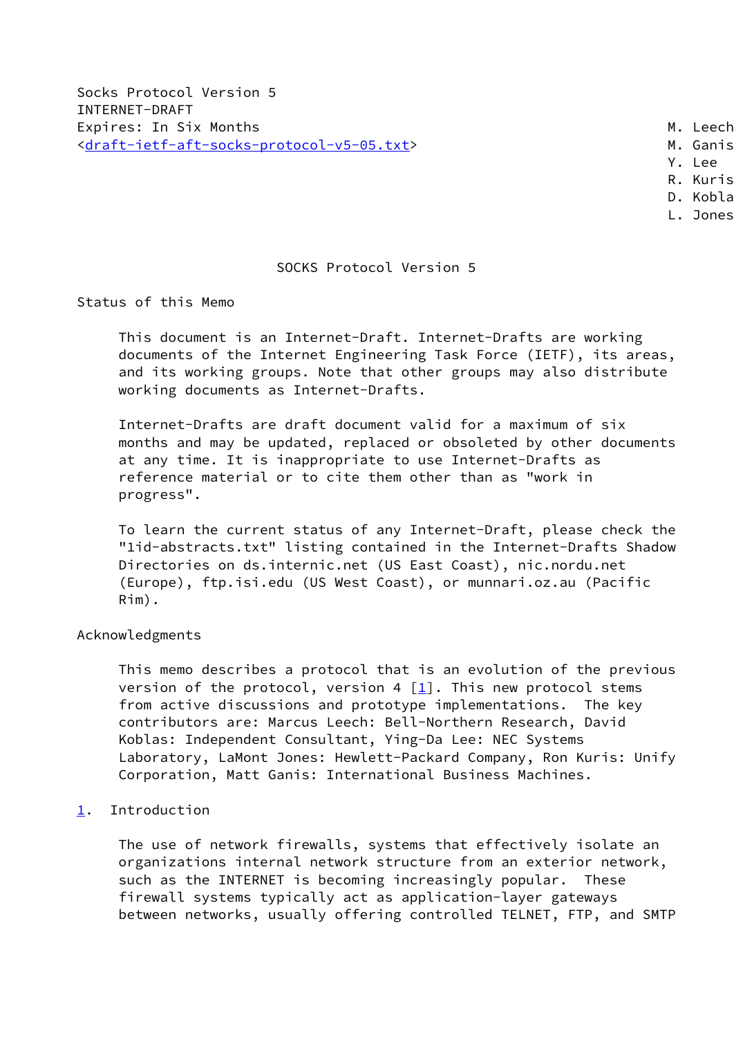Socks Protocol Version 5
INTERNET-DRAFT
Expires: In Six Months
<draft-ietf-aft-socks-protocol-v5-05.txt>

M. Leech
M. Ganis
Y. Lee
R. Kuris
D. Kobla
L. Jones

# SOCKS Protocol Version 5

## Status of this Memo

This document is an Internet-Draft. Internet-Drafts are working documents of the Internet Engineering Task Force (IETF), its areas, and its working groups. Note that other groups may also distribute working documents as Internet-Drafts.

Internet-Drafts are draft document valid for a maximum of six months and may be updated, replaced or obsoleted by other documents at any time. It is inappropriate to use Internet-Drafts as reference material or to cite them other than as "work in progress".

To learn the current status of any Internet-Draft, please check the "1id-abstracts.txt" listing contained in the Internet-Drafts Shadow Directories on ds.internic.net (US East Coast), nic.nordu.net (Europe), ftp.isi.edu (US West Coast), or munnari.oz.au (Pacific Rim).

## Acknowledgments

This memo describes a protocol that is an evolution of the previous version of the protocol, version 4 [1]. This new protocol stems from active discussions and prototype implementations. The key contributors are: Marcus Leech: Bell-Northern Research, David Koblas: Independent Consultant, Ying-Da Lee: NEC Systems Laboratory, LaMont Jones: Hewlett-Packard Company, Ron Kuris: Unify Corporation, Matt Ganis: International Business Machines.

## 1. Introduction

The use of network firewalls, systems that effectively isolate an organizations internal network structure from an exterior network, such as the INTERNET is becoming increasingly popular. These firewall systems typically act as application-layer gateways between networks, usually offering controlled TELNET, FTP, and SMTP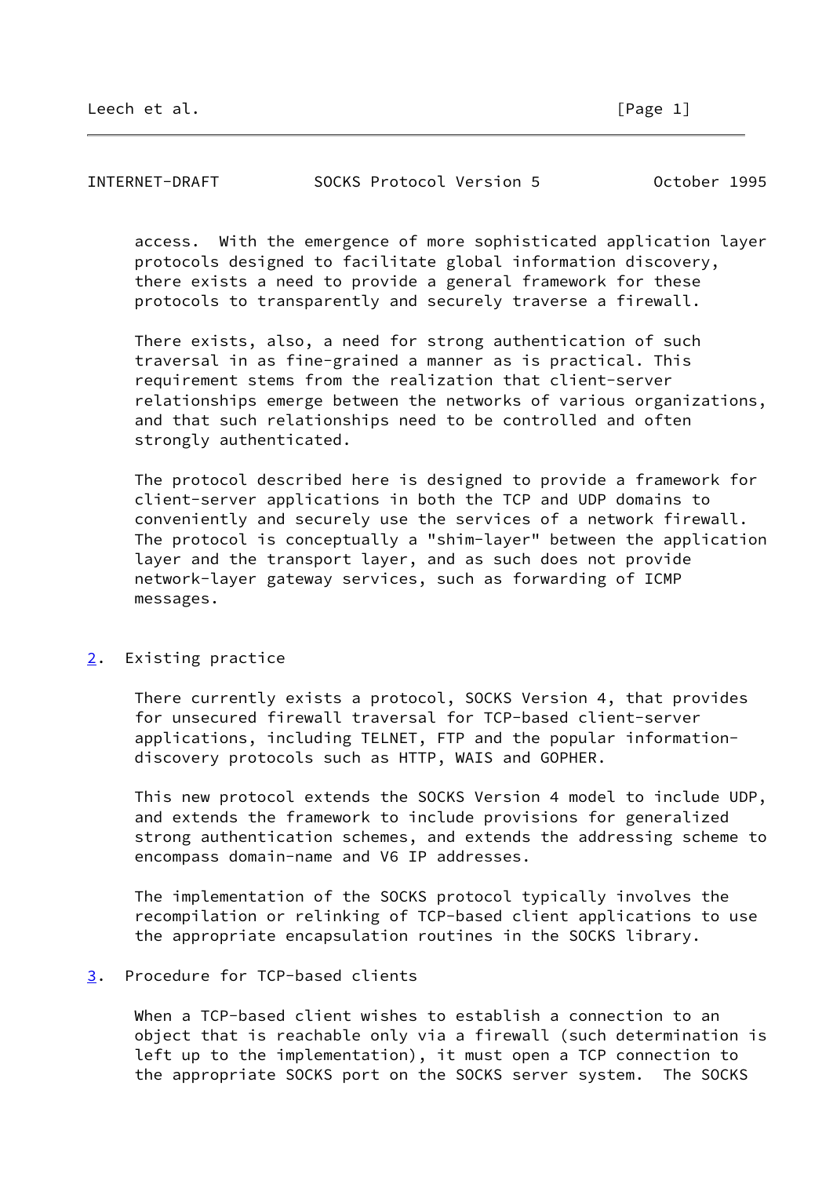access. With the emergence of more sophisticated application layer protocols designed to facilitate global information discovery, there exists a need to provide a general framework for these protocols to transparently and securely traverse a firewall.

There exists, also, a need for strong authentication of such traversal in as fine-grained a manner as is practical. This requirement stems from the realization that client-server relationships emerge between the networks of various organizations, and that such relationships need to be controlled and often strongly authenticated.

The protocol described here is designed to provide a framework for client-server applications in both the TCP and UDP domains to conveniently and securely use the services of a network firewall. The protocol is conceptually a "shim-layer" between the application layer and the transport layer, and as such does not provide network-layer gateway services, such as forwarding of ICMP messages.

## 2. Existing practice

There currently exists a protocol, SOCKS Version 4, that provides for unsecured firewall traversal for TCP-based client-server applications, including TELNET, FTP and the popular information-discovery protocols such as HTTP, WAIS and GOPHER.

This new protocol extends the SOCKS Version 4 model to include UDP, and extends the framework to include provisions for generalized strong authentication schemes, and extends the addressing scheme to encompass domain-name and V6 IP addresses.

The implementation of the SOCKS protocol typically involves the recompilation or relinking of TCP-based client applications to use the appropriate encapsulation routines in the SOCKS library.

## 3. Procedure for TCP-based clients

When a TCP-based client wishes to establish a connection to an object that is reachable only via a firewall (such determination is left up to the implementation), it must open a TCP connection to the appropriate SOCKS port on the SOCKS server system. The SOCKS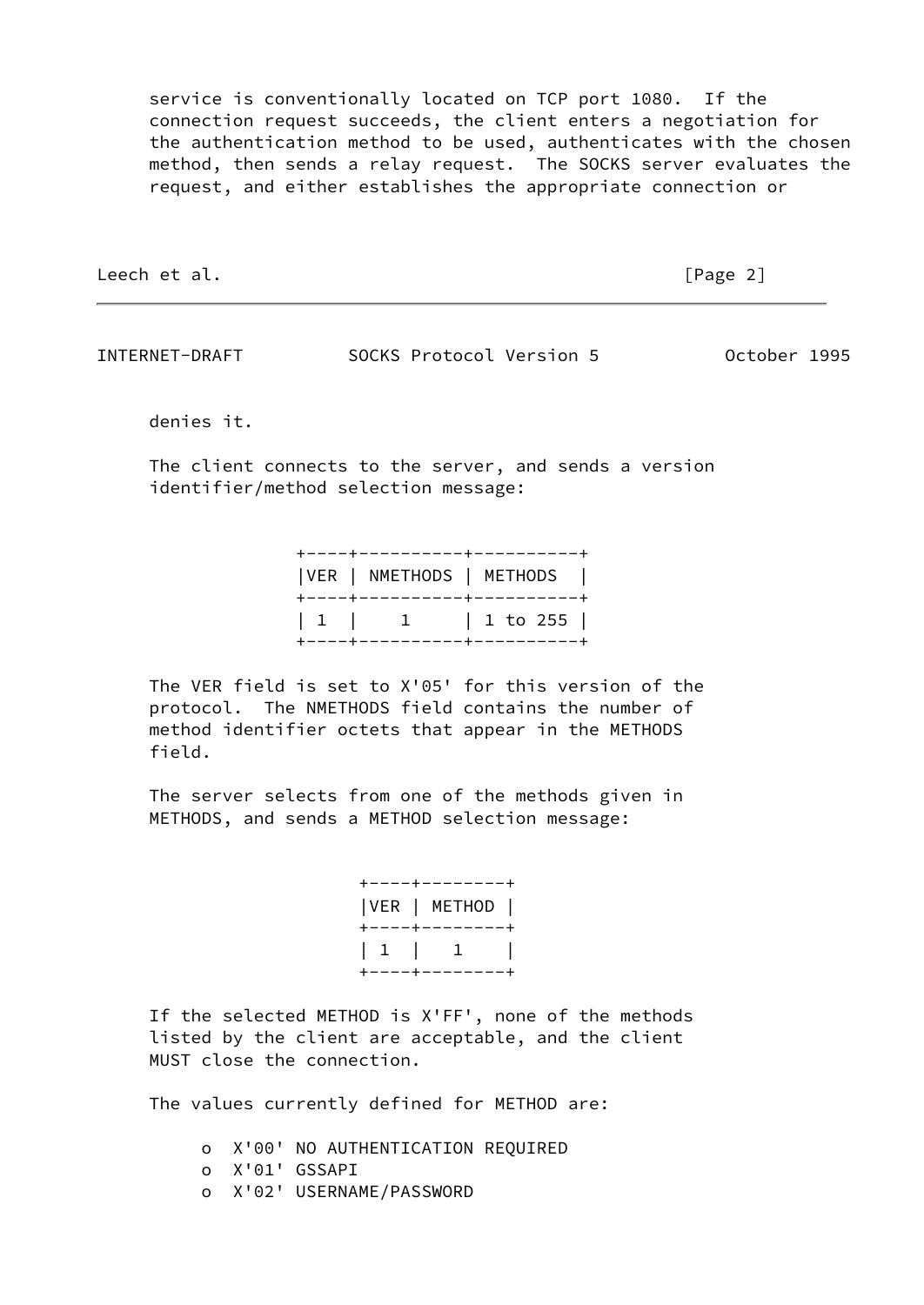service is conventionally located on TCP port 1080. If the connection request succeeds, the client enters a negotiation for the authentication method to be used, authenticates with the chosen method, then sends a relay request. The SOCKS server evaluates the request, and either establishes the appropriate connection or denies it.

The client connects to the server, and sends a version identifier/method selection message:

```
                +----+----------+----------+
                |VER | NMETHODS | METHODS  |
                +----+----------+----------+
                | 1  |    1     | 1 to 255 |
                +----+----------+----------+
```

The VER field is set to X'05' for this version of the protocol. The NMETHODS field contains the number of method identifier octets that appear in the METHODS field.

The server selects from one of the methods given in METHODS, and sends a METHOD selection message:

```
                      +----+--------+
                      |VER | METHOD |
                      +----+--------+
                      | 1  |   1    |
                      +----+--------+
```

If the selected METHOD is X'FF', none of the methods listed by the client are acceptable, and the client MUST close the connection.

The values currently defined for METHOD are:

- X'00' NO AUTHENTICATION REQUIRED
- X'01' GSSAPI
- X'02' USERNAME/PASSWORD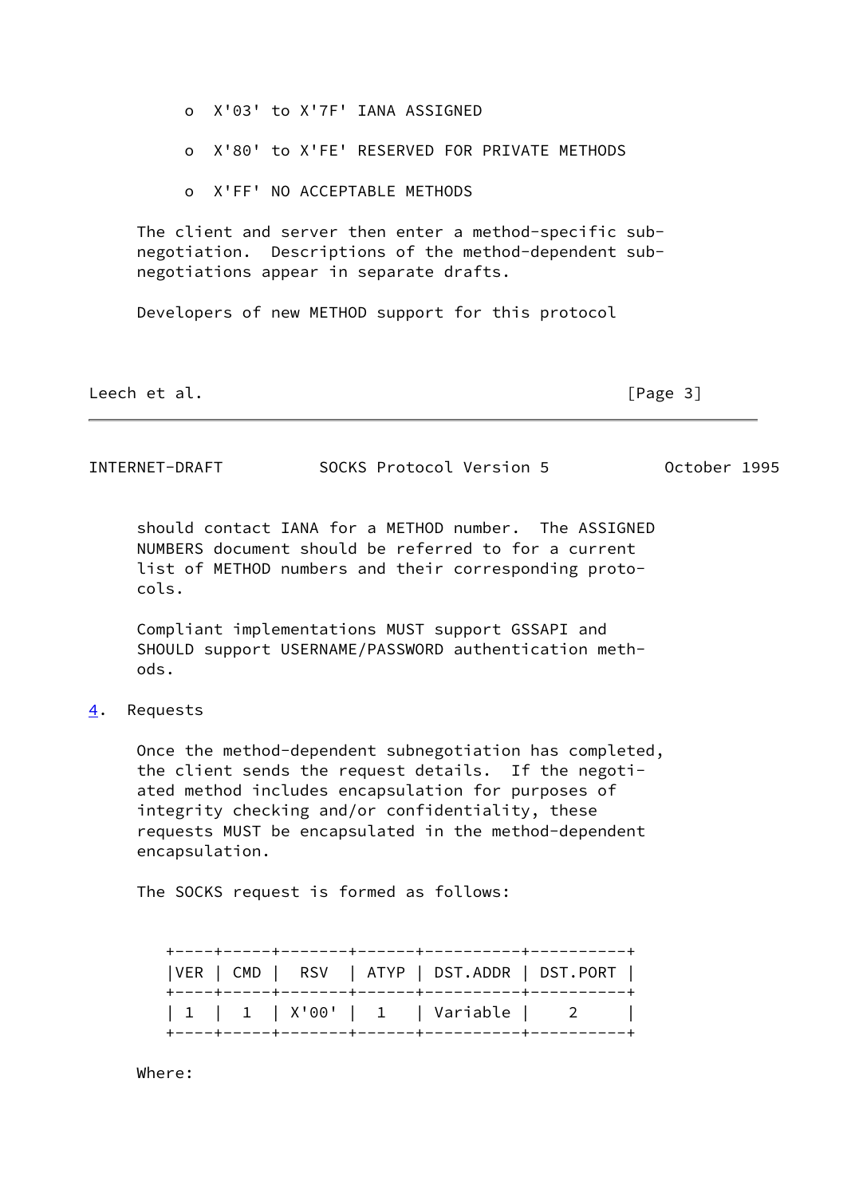- X'03' to X'7F' IANA ASSIGNED
- X'80' to X'FE' RESERVED FOR PRIVATE METHODS
- X'FF' NO ACCEPTABLE METHODS

The client and server then enter a method-specific sub-negotiation. Descriptions of the method-dependent sub-negotiations appear in separate drafts.

Developers of new METHOD support for this protocol should contact IANA for a METHOD number. The ASSIGNED NUMBERS document should be referred to for a current list of METHOD numbers and their corresponding protocols.

Compliant implementations MUST support GSSAPI and SHOULD support USERNAME/PASSWORD authentication methods.

## 4. Requests

Once the method-dependent subnegotiation has completed, the client sends the request details. If the negotiated method includes encapsulation for purposes of integrity checking and/or confidentiality, these requests MUST be encapsulated in the method-dependent encapsulation.

The SOCKS request is formed as follows:

| VER | CMD | RSV | ATYP | DST.ADDR | DST.PORT |
|---|---|---|---|---|---|
| 1 | 1 | X'00' | 1 | Variable | 2 |

Where: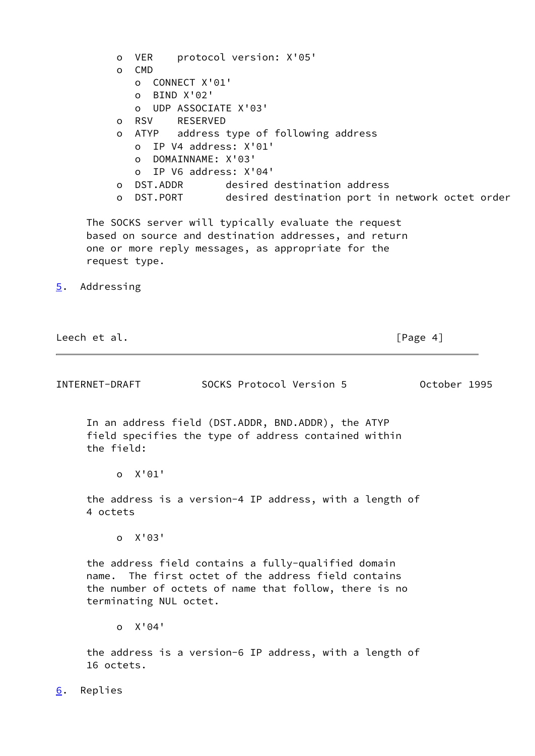- VER protocol version: X'05'
- CMD
  - CONNECT X'01'
  - BIND X'02'
  - UDP ASSOCIATE X'03'
- RSV RESERVED
- ATYP address type of following address
  - IP V4 address: X'01'
  - DOMAINNAME: X'03'
  - IP V6 address: X'04'
- DST.ADDR desired destination address
- DST.PORT desired destination port in network octet order

The SOCKS server will typically evaluate the request based on source and destination addresses, and return one or more reply messages, as appropriate for the request type.

## 5. Addressing

In an address field (DST.ADDR, BND.ADDR), the ATYP field specifies the type of address contained within the field:

- X'01'

the address is a version-4 IP address, with a length of 4 octets

- X'03'

the address field contains a fully-qualified domain name. The first octet of the address field contains the number of octets of name that follow, there is no terminating NUL octet.

- X'04'

the address is a version-6 IP address, with a length of 16 octets.

## 6. Replies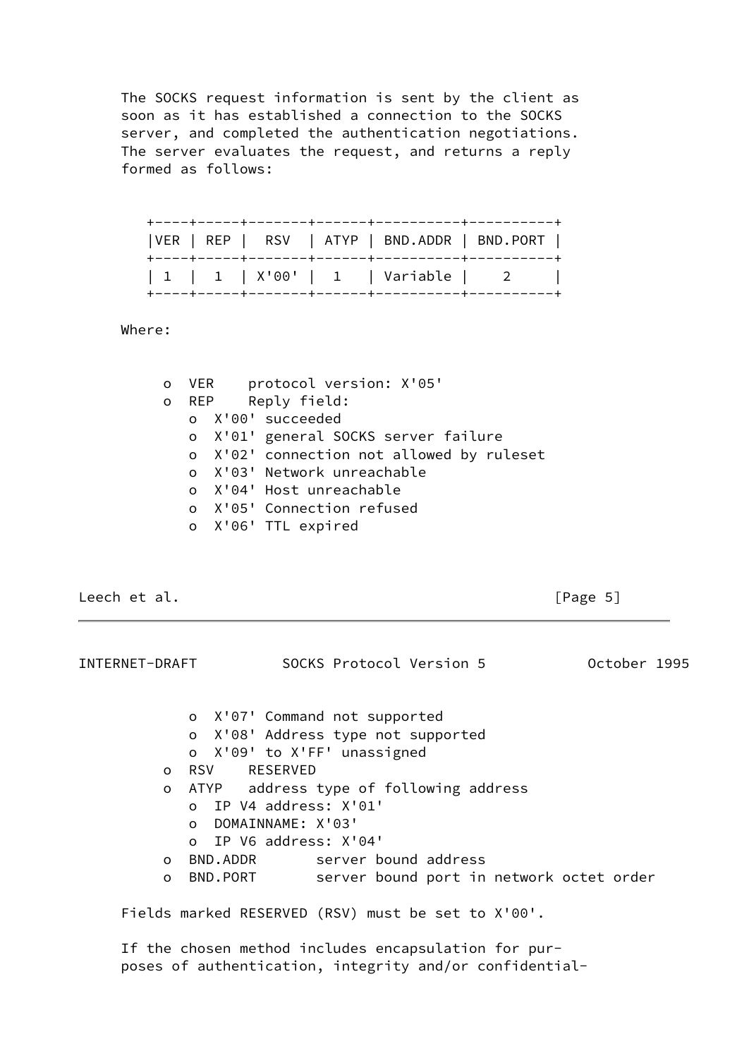The SOCKS request information is sent by the client as soon as it has established a connection to the SOCKS server, and completed the authentication negotiations. The server evaluates the request, and returns a reply formed as follows:

| VER | REP | RSV | ATYP | BND.ADDR | BND.PORT |
|---|---|---|---|---|---|
| 1 | 1 | X'00' | 1 | Variable | 2 |

Where:

- VER    protocol version: X'05'
- REP    Reply field:
  - X'00' succeeded
  - X'01' general SOCKS server failure
  - X'02' connection not allowed by ruleset
  - X'03' Network unreachable
  - X'04' Host unreachable
  - X'05' Connection refused
  - X'06' TTL expired
  - X'07' Command not supported
  - X'08' Address type not supported
  - X'09' to X'FF' unassigned
- RSV    RESERVED
- ATYP   address type of following address
  - IP V4 address: X'01'
  - DOMAINNAME: X'03'
  - IP V6 address: X'04'
- BND.ADDR       server bound address
- BND.PORT       server bound port in network octet order

Fields marked RESERVED (RSV) must be set to X'00'.

If the chosen method includes encapsulation for purposes of authentication, integrity and/or confidential-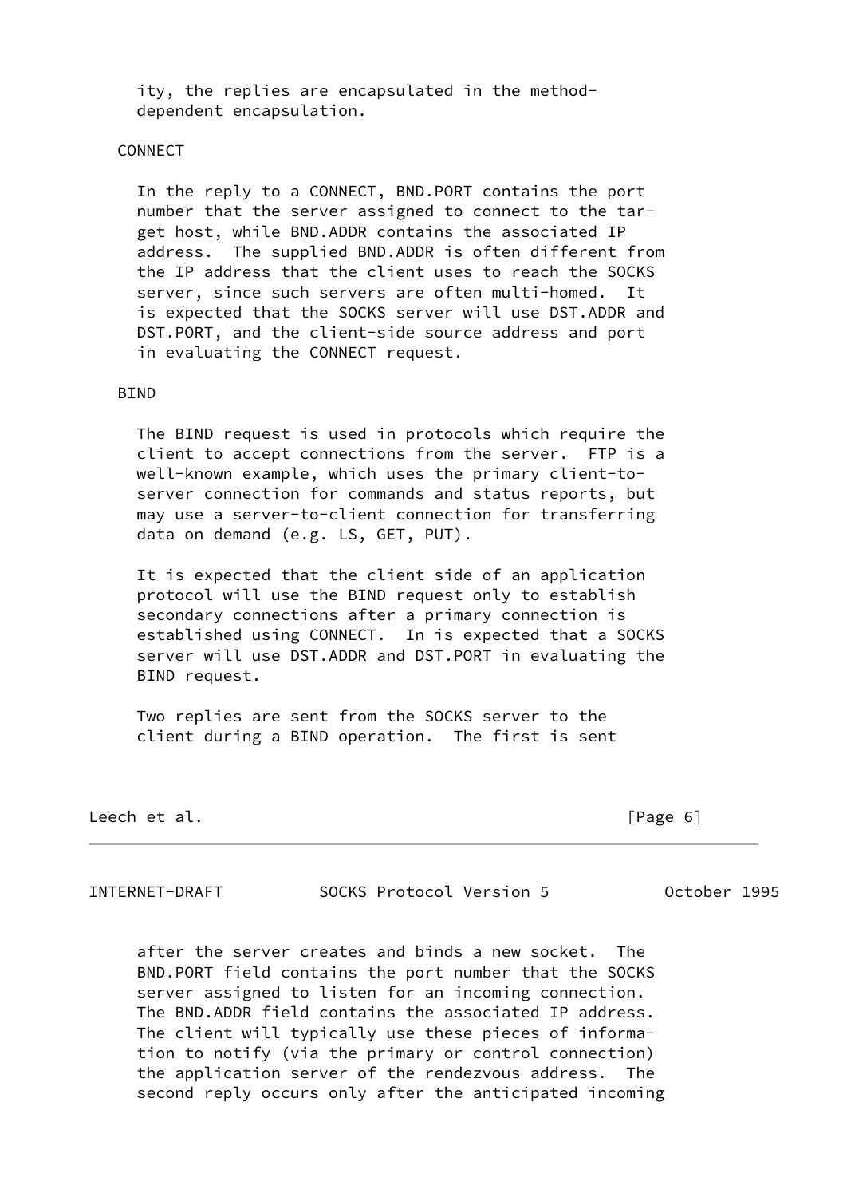ity, the replies are encapsulated in the method-dependent encapsulation.

CONNECT

In the reply to a CONNECT, BND.PORT contains the port number that the server assigned to connect to the target host, while BND.ADDR contains the associated IP address. The supplied BND.ADDR is often different from the IP address that the client uses to reach the SOCKS server, since such servers are often multi-homed. It is expected that the SOCKS server will use DST.ADDR and DST.PORT, and the client-side source address and port in evaluating the CONNECT request.

BIND

The BIND request is used in protocols which require the client to accept connections from the server. FTP is a well-known example, which uses the primary client-to-server connection for commands and status reports, but may use a server-to-client connection for transferring data on demand (e.g. LS, GET, PUT).

It is expected that the client side of an application protocol will use the BIND request only to establish secondary connections after a primary connection is established using CONNECT. In is expected that a SOCKS server will use DST.ADDR and DST.PORT in evaluating the BIND request.

Two replies are sent from the SOCKS server to the client during a BIND operation. The first is sent after the server creates and binds a new socket. The BND.PORT field contains the port number that the SOCKS server assigned to listen for an incoming connection. The BND.ADDR field contains the associated IP address. The client will typically use these pieces of information to notify (via the primary or control connection) the application server of the rendezvous address. The second reply occurs only after the anticipated incoming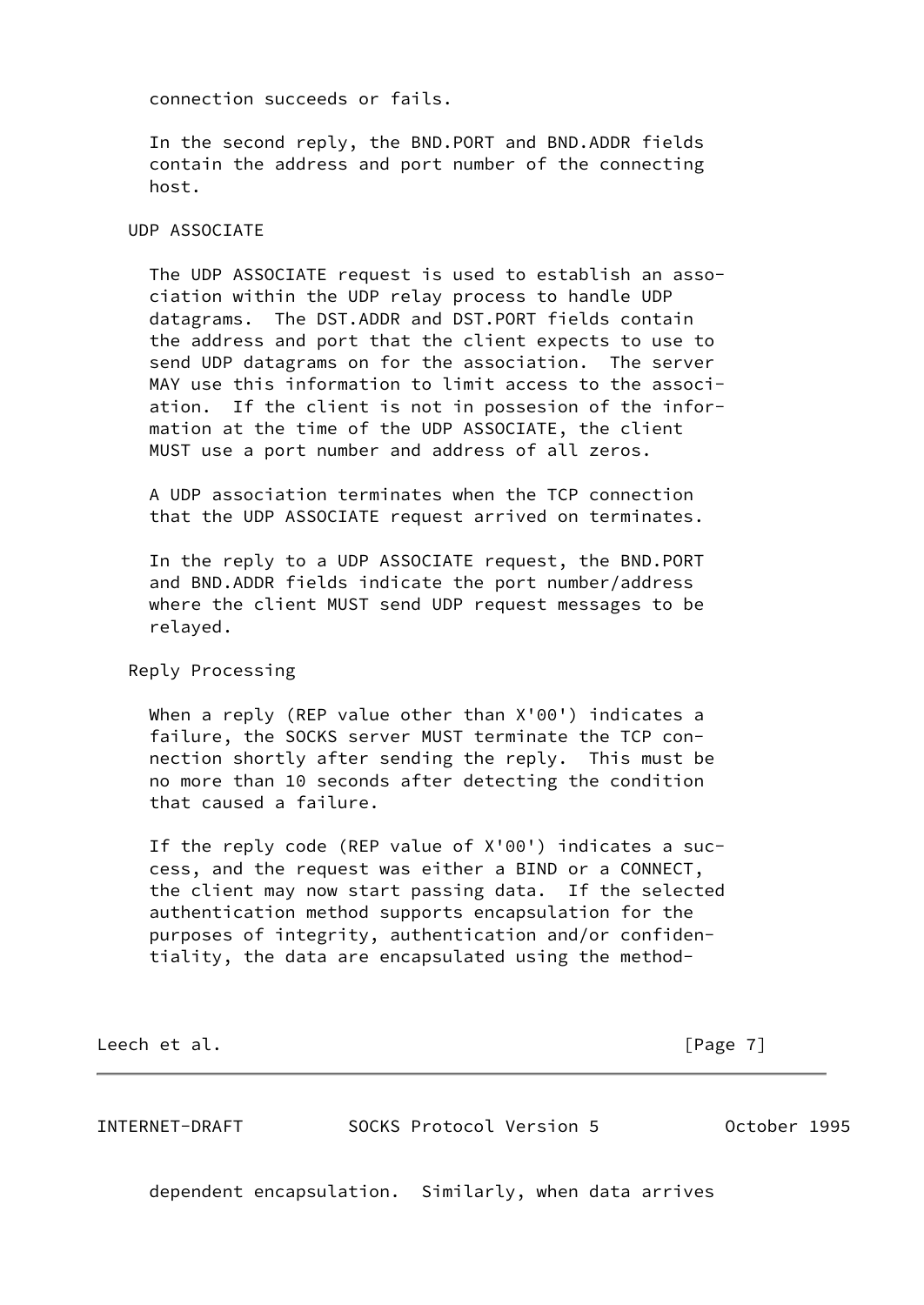connection succeeds or fails.

In the second reply, the BND.PORT and BND.ADDR fields contain the address and port number of the connecting host.

UDP ASSOCIATE

The UDP ASSOCIATE request is used to establish an association within the UDP relay process to handle UDP datagrams. The DST.ADDR and DST.PORT fields contain the address and port that the client expects to use to send UDP datagrams on for the association. The server MAY use this information to limit access to the association. If the client is not in possesion of the information at the time of the UDP ASSOCIATE, the client MUST use a port number and address of all zeros.

A UDP association terminates when the TCP connection that the UDP ASSOCIATE request arrived on terminates.

In the reply to a UDP ASSOCIATE request, the BND.PORT and BND.ADDR fields indicate the port number/address where the client MUST send UDP request messages to be relayed.

Reply Processing

When a reply (REP value other than X'00') indicates a failure, the SOCKS server MUST terminate the TCP connection shortly after sending the reply. This must be no more than 10 seconds after detecting the condition that caused a failure.

If the reply code (REP value of X'00') indicates a success, and the request was either a BIND or a CONNECT, the client may now start passing data. If the selected authentication method supports encapsulation for the purposes of integrity, authentication and/or confidentiality, the data are encapsulated using the method-dependent encapsulation. Similarly, when data arrives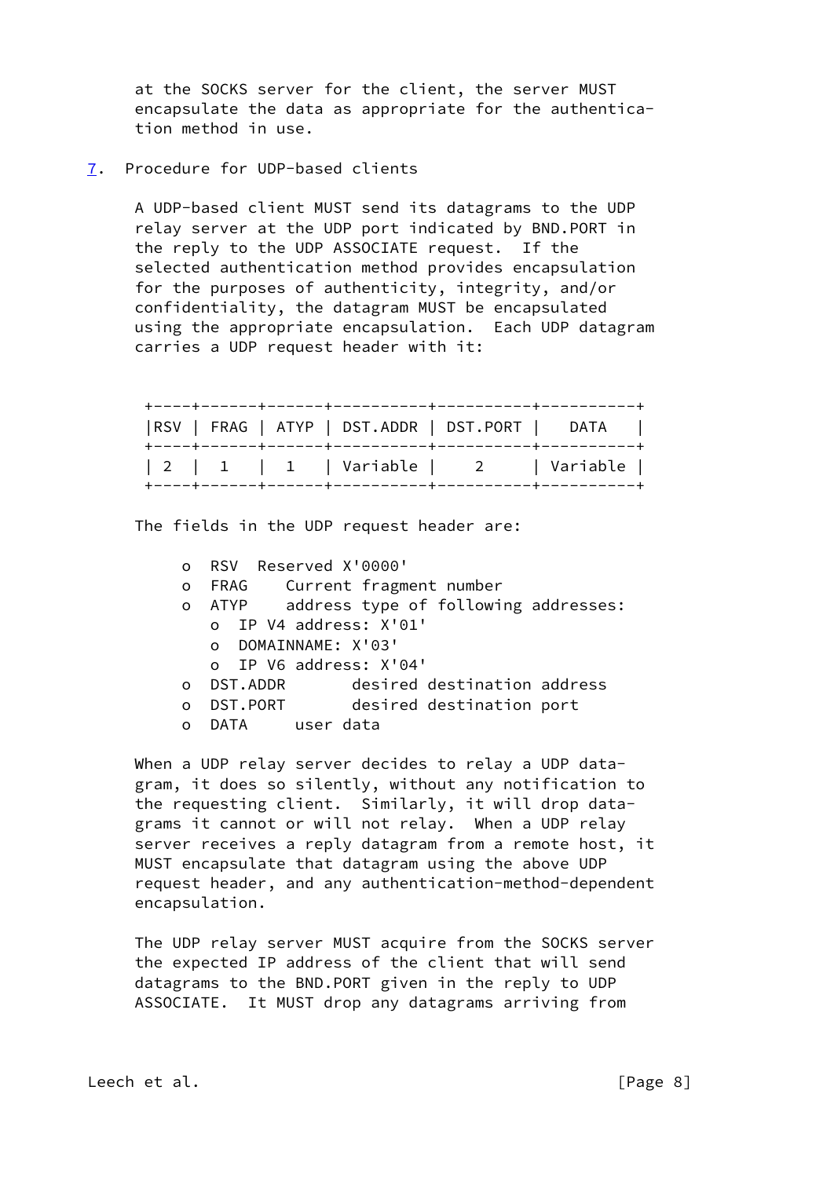at the SOCKS server for the client, the server MUST encapsulate the data as appropriate for the authentication method in use.

## 7. Procedure for UDP-based clients

A UDP-based client MUST send its datagrams to the UDP relay server at the UDP port indicated by BND.PORT in the reply to the UDP ASSOCIATE request. If the selected authentication method provides encapsulation for the purposes of authenticity, integrity, and/or confidentiality, the datagram MUST be encapsulated using the appropriate encapsulation. Each UDP datagram carries a UDP request header with it:

| RSV | FRAG | ATYP | DST.ADDR | DST.PORT | DATA |
|---|---|---|---|---|---|
| 2 | 1 | 1 | Variable | 2 | Variable |

The fields in the UDP request header are:

- o RSV Reserved X'0000'
- o FRAG Current fragment number
- o ATYP address type of following addresses:
  - o IP V4 address: X'01'
  - o DOMAINNAME: X'03'
  - o IP V6 address: X'04'
- o DST.ADDR desired destination address
- o DST.PORT desired destination port
- o DATA user data

When a UDP relay server decides to relay a UDP datagram, it does so silently, without any notification to the requesting client. Similarly, it will drop datagrams it cannot or will not relay. When a UDP relay server receives a reply datagram from a remote host, it MUST encapsulate that datagram using the above UDP request header, and any authentication-method-dependent encapsulation.

The UDP relay server MUST acquire from the SOCKS server the expected IP address of the client that will send datagrams to the BND.PORT given in the reply to UDP ASSOCIATE. It MUST drop any datagrams arriving from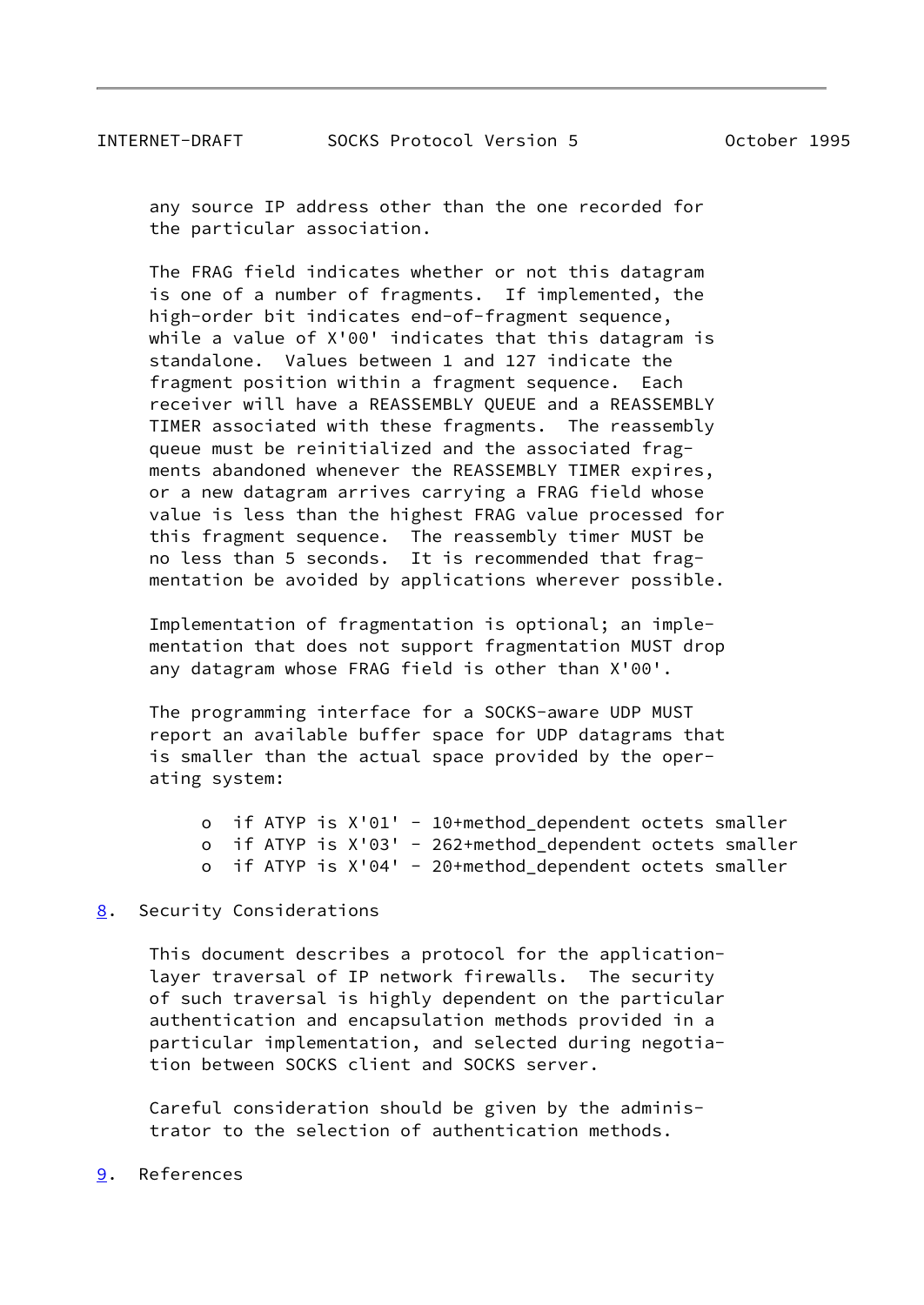any source IP address other than the one recorded for the particular association.

The FRAG field indicates whether or not this datagram is one of a number of fragments. If implemented, the high-order bit indicates end-of-fragment sequence, while a value of X'00' indicates that this datagram is standalone. Values between 1 and 127 indicate the fragment position within a fragment sequence. Each receiver will have a REASSEMBLY QUEUE and a REASSEMBLY TIMER associated with these fragments. The reassembly queue must be reinitialized and the associated fragments abandoned whenever the REASSEMBLY TIMER expires, or a new datagram arrives carrying a FRAG field whose value is less than the highest FRAG value processed for this fragment sequence. The reassembly timer MUST be no less than 5 seconds. It is recommended that fragmentation be avoided by applications wherever possible.

Implementation of fragmentation is optional; an implementation that does not support fragmentation MUST drop any datagram whose FRAG field is other than X'00'.

The programming interface for a SOCKS-aware UDP MUST report an available buffer space for UDP datagrams that is smaller than the actual space provided by the operating system:

- if ATYP is X'01' - 10+method_dependent octets smaller
- if ATYP is X'03' - 262+method_dependent octets smaller
- if ATYP is X'04' - 20+method_dependent octets smaller

## 8. Security Considerations

This document describes a protocol for the application-layer traversal of IP network firewalls. The security of such traversal is highly dependent on the particular authentication and encapsulation methods provided in a particular implementation, and selected during negotiation between SOCKS client and SOCKS server.

Careful consideration should be given by the administrator to the selection of authentication methods.

## 9. References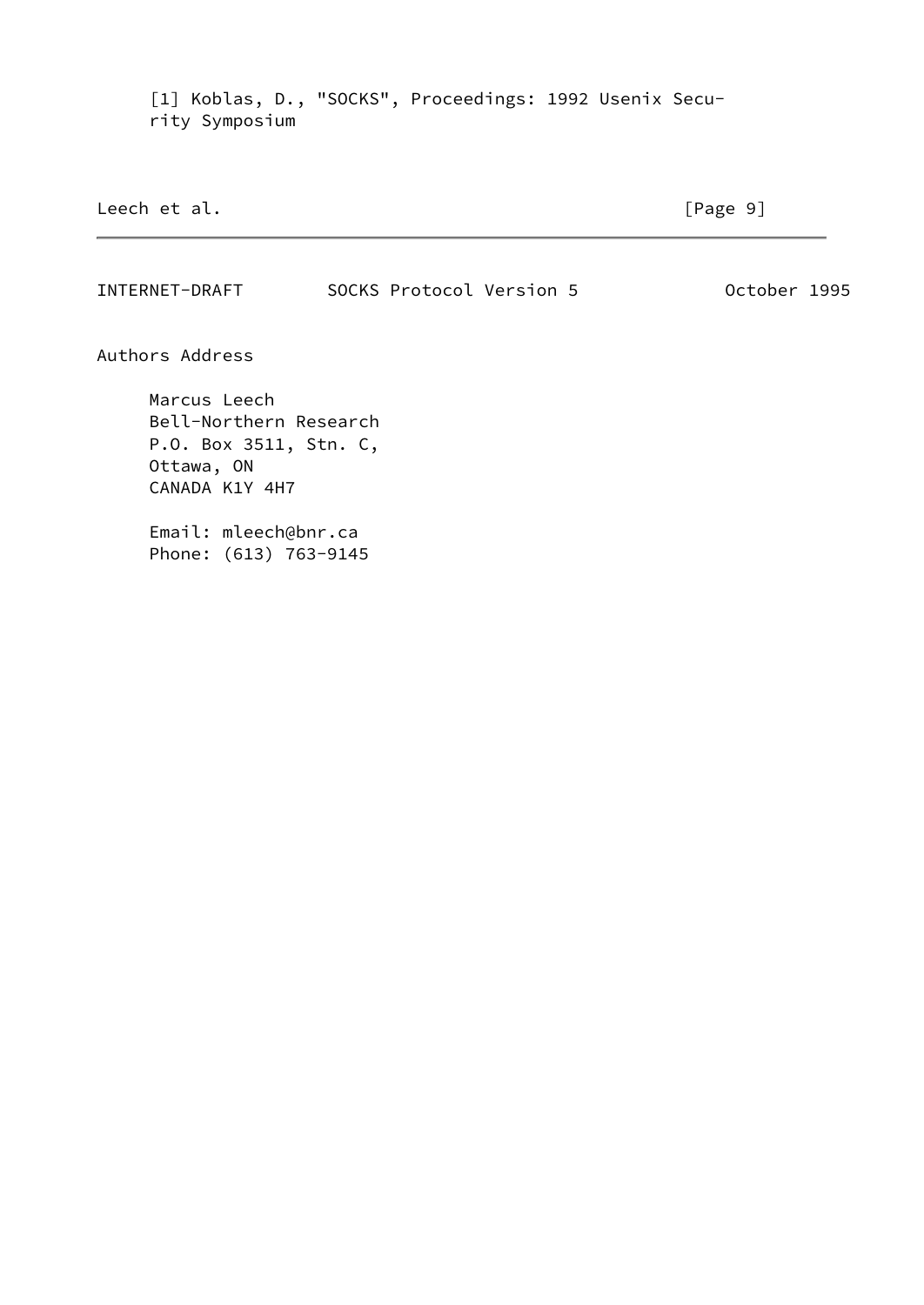[1] Koblas, D., "SOCKS", Proceedings: 1992 Usenix Security Symposium

## Authors Address

Marcus Leech
Bell-Northern Research
P.O. Box 3511, Stn. C,
Ottawa, ON
CANADA K1Y 4H7

Email: mleech@bnr.ca
Phone: (613) 763-9145